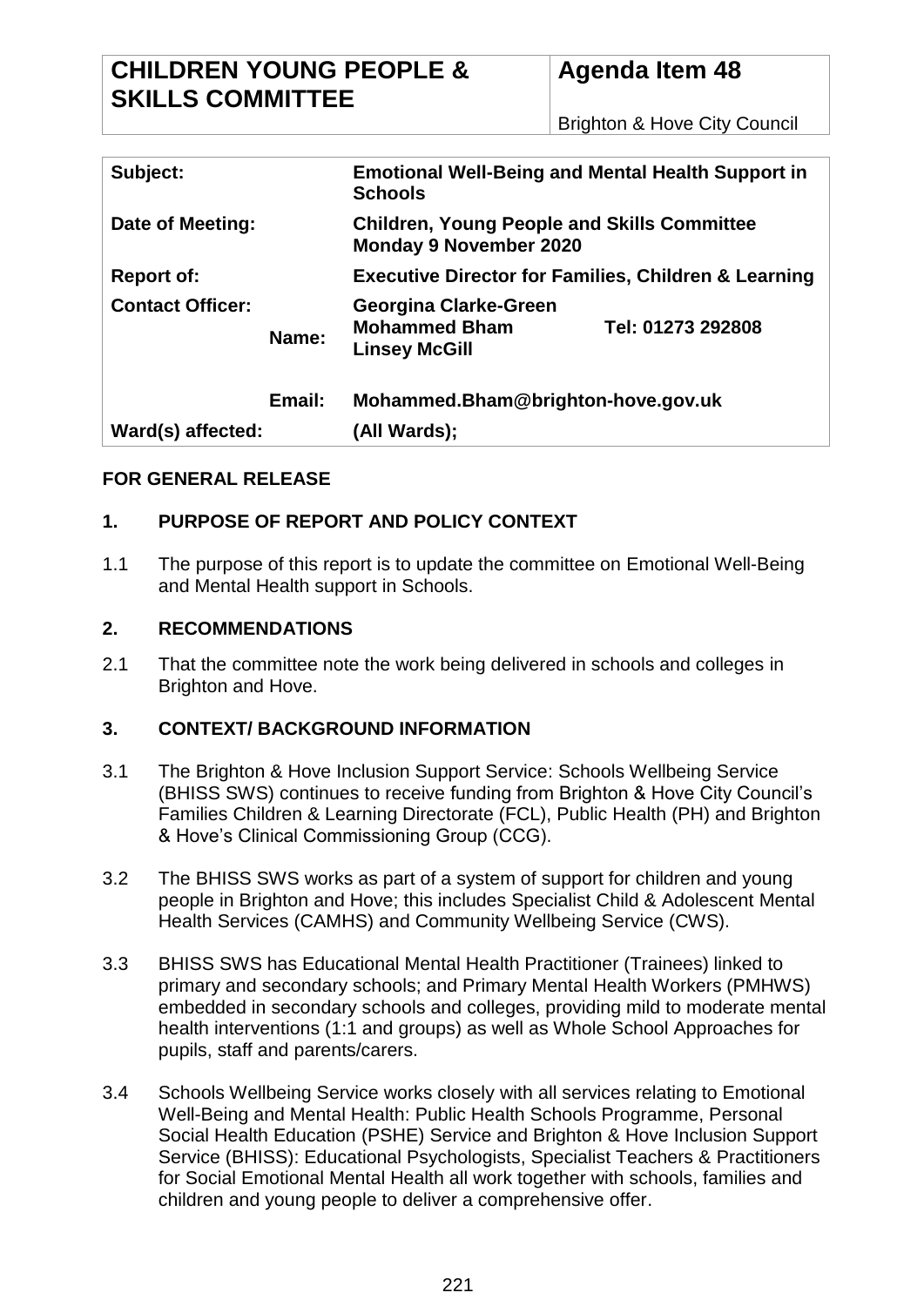| CHILDREN YOUNG PEOPLE & SKILLS COMMITTEE | Agenda Item 48 |
| --- | --- |
| | Brighton & Hove City Council |

| | |
| --- | --- |
| **Subject:** | **Emotional Well-Being and Mental Health Support in Schools** |
| **Date of Meeting:** | **Children, Young People and Skills Committee Monday 9 November 2020** |
| **Report of:** | **Executive Director for Families, Children & Learning** |
| **Contact Officer: Name:** | **Georgina Clarke-Green, Mohammed Bham, Linsey McGill** — **Tel: 01273 292808** |
| **Email:** | **Mohammed.Bham@brighton-hove.gov.uk** |
| **Ward(s) affected:** | **(All Wards);** |

**FOR GENERAL RELEASE**

## 1. PURPOSE OF REPORT AND POLICY CONTEXT

1.1 The purpose of this report is to update the committee on Emotional Well-Being and Mental Health support in Schools.

## 2. RECOMMENDATIONS

2.1 That the committee note the work being delivered in schools and colleges in Brighton and Hove.

## 3. CONTEXT/ BACKGROUND INFORMATION

3.1 The Brighton & Hove Inclusion Support Service: Schools Wellbeing Service (BHISS SWS) continues to receive funding from Brighton & Hove City Council's Families Children & Learning Directorate (FCL), Public Health (PH) and Brighton & Hove's Clinical Commissioning Group (CCG).

3.2 The BHISS SWS works as part of a system of support for children and young people in Brighton and Hove; this includes Specialist Child & Adolescent Mental Health Services (CAMHS) and Community Wellbeing Service (CWS).

3.3 BHISS SWS has Educational Mental Health Practitioner (Trainees) linked to primary and secondary schools; and Primary Mental Health Workers (PMHWS) embedded in secondary schools and colleges, providing mild to moderate mental health interventions (1:1 and groups) as well as Whole School Approaches for pupils, staff and parents/carers.

3.4 Schools Wellbeing Service works closely with all services relating to Emotional Well-Being and Mental Health: Public Health Schools Programme, Personal Social Health Education (PSHE) Service and Brighton & Hove Inclusion Support Service (BHISS): Educational Psychologists, Specialist Teachers & Practitioners for Social Emotional Mental Health all work together with schools, families and children and young people to deliver a comprehensive offer.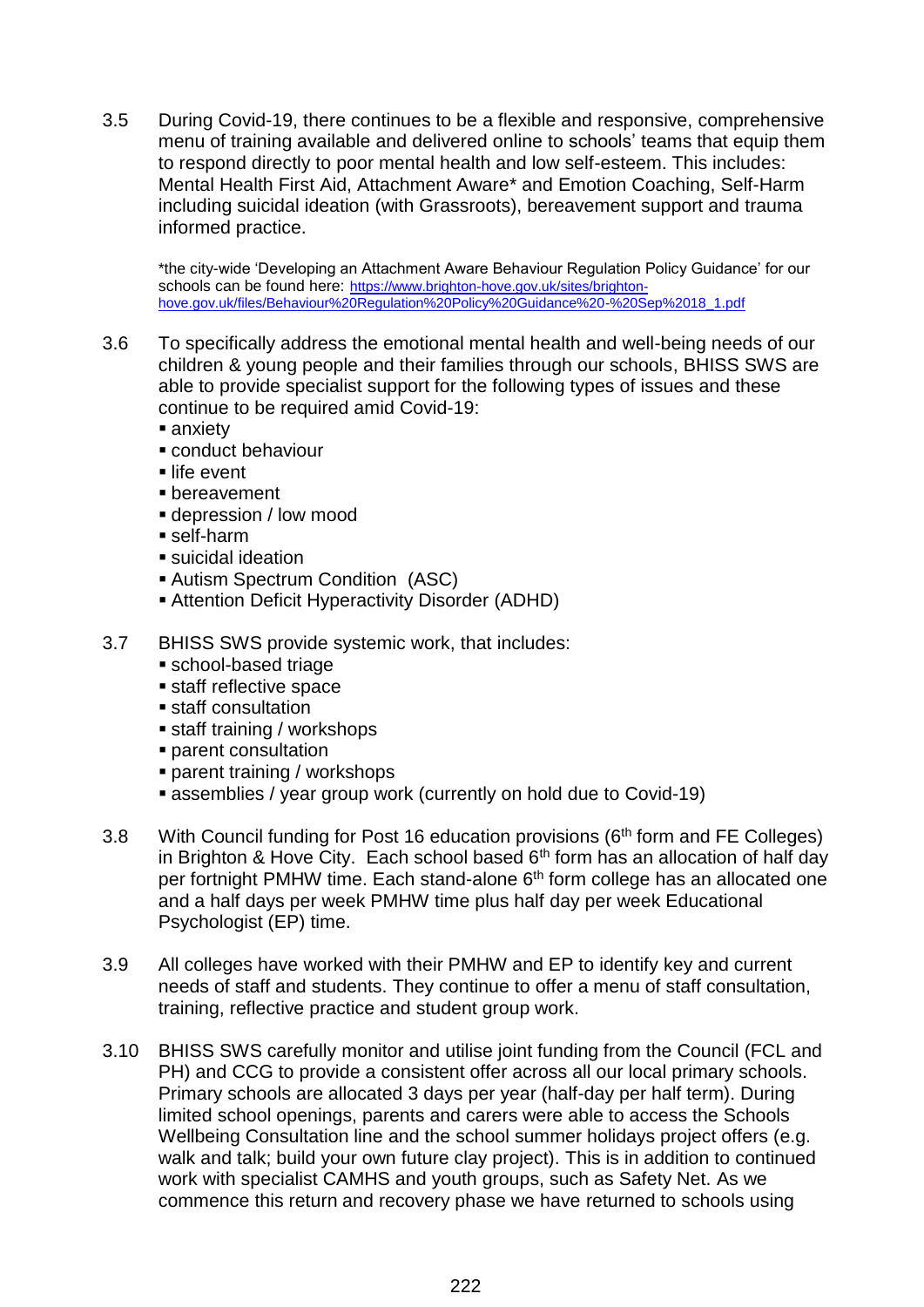3.5 During Covid-19, there continues to be a flexible and responsive, comprehensive menu of training available and delivered online to schools' teams that equip them to respond directly to poor mental health and low self-esteem. This includes: Mental Health First Aid, Attachment Aware* and Emotion Coaching, Self-Harm including suicidal ideation (with Grassroots), bereavement support and trauma informed practice.

*the city-wide 'Developing an Attachment Aware Behaviour Regulation Policy Guidance' for our schools can be found here: https://www.brighton-hove.gov.uk/sites/brighton-hove.gov.uk/files/Behaviour%20Regulation%20Policy%20Guidance%20-%20Sep%2018_1.pdf

3.6 To specifically address the emotional mental health and well-being needs of our children & young people and their families through our schools, BHISS SWS are able to provide specialist support for the following types of issues and these continue to be required amid Covid-19:

- anxiety
- conduct behaviour
- life event
- bereavement
- depression / low mood
- self-harm
- suicidal ideation
- Autism Spectrum Condition (ASC)
- Attention Deficit Hyperactivity Disorder (ADHD)

3.7 BHISS SWS provide systemic work, that includes:

- school-based triage
- staff reflective space
- staff consultation
- staff training / workshops
- parent consultation
- parent training / workshops
- assemblies / year group work (currently on hold due to Covid-19)

3.8 With Council funding for Post 16 education provisions (6th form and FE Colleges) in Brighton & Hove City. Each school based 6th form has an allocation of half day per fortnight PMHW time. Each stand-alone 6th form college has an allocated one and a half days per week PMHW time plus half day per week Educational Psychologist (EP) time.

3.9 All colleges have worked with their PMHW and EP to identify key and current needs of staff and students. They continue to offer a menu of staff consultation, training, reflective practice and student group work.

3.10 BHISS SWS carefully monitor and utilise joint funding from the Council (FCL and PH) and CCG to provide a consistent offer across all our local primary schools. Primary schools are allocated 3 days per year (half-day per half term). During limited school openings, parents and carers were able to access the Schools Wellbeing Consultation line and the school summer holidays project offers (e.g. walk and talk; build your own future clay project). This is in addition to continued work with specialist CAMHS and youth groups, such as Safety Net. As we commence this return and recovery phase we have returned to schools using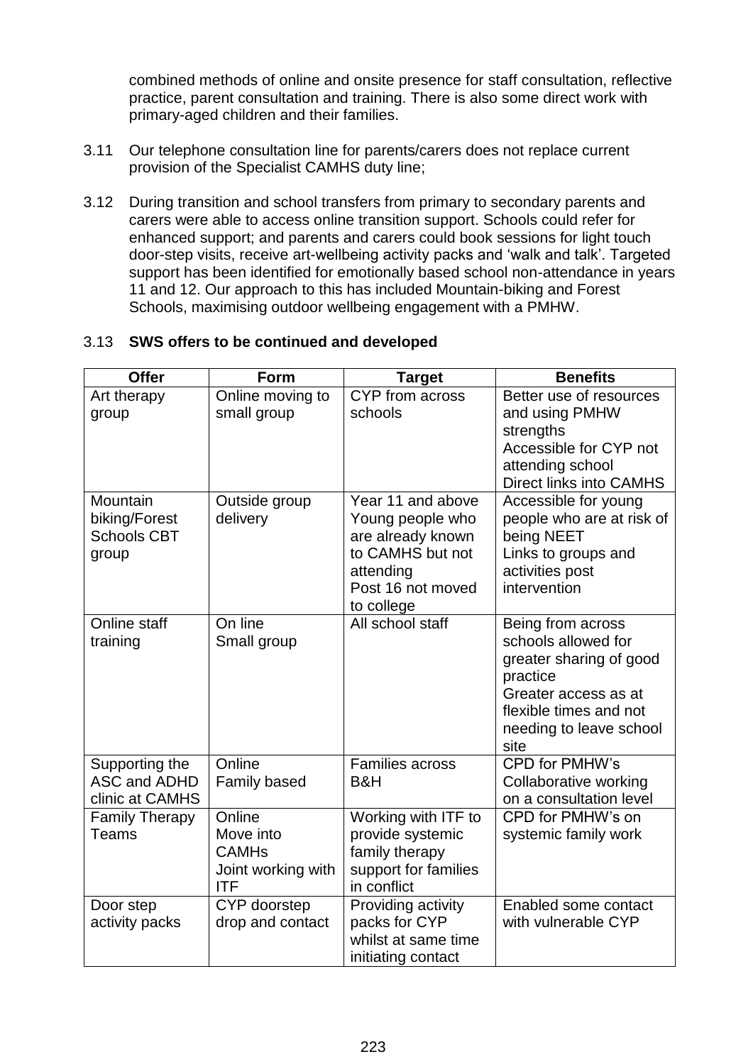combined methods of online and onsite presence for staff consultation, reflective practice, parent consultation and training. There is also some direct work with primary-aged children and their families.

3.11 Our telephone consultation line for parents/carers does not replace current provision of the Specialist CAMHS duty line;

3.12 During transition and school transfers from primary to secondary parents and carers were able to access online transition support. Schools could refer for enhanced support; and parents and carers could book sessions for light touch door-step visits, receive art-wellbeing activity packs and 'walk and talk'. Targeted support has been identified for emotionally based school non-attendance in years 11 and 12. Our approach to this has included Mountain-biking and Forest Schools, maximising outdoor wellbeing engagement with a PMHW.

3.13 **SWS offers to be continued and developed**

| Offer | Form | Target | Benefits |
|---|---|---|---|
| Art therapy group | Online moving to small group | CYP from across schools | Better use of resources and using PMHW strengths<br>Accessible for CYP not attending school<br>Direct links into CAMHS |
| Mountain biking/Forest Schools CBT group | Outside group delivery | Year 11 and above<br>Young people who are already known to CAMHS but not attending<br>Post 16 not moved to college | Accessible for young people who are at risk of being NEET<br>Links to groups and activities post intervention |
| Online staff training | On line<br>Small group | All school staff | Being from across schools allowed for greater sharing of good practice<br>Greater access as at flexible times and not needing to leave school site |
| Supporting the ASC and ADHD clinic at CAMHS | Online<br>Family based | Families across B&H | CPD for PMHW's<br>Collaborative working on a consultation level |
| Family Therapy Teams | Online<br>Move into CAMHs<br>Joint working with ITF | Working with ITF to provide systemic family therapy support for families in conflict | CPD for PMHW's on systemic family work |
| Door step activity packs | CYP doorstep drop and contact | Providing activity packs for CYP whilst at same time initiating contact | Enabled some contact with vulnerable CYP |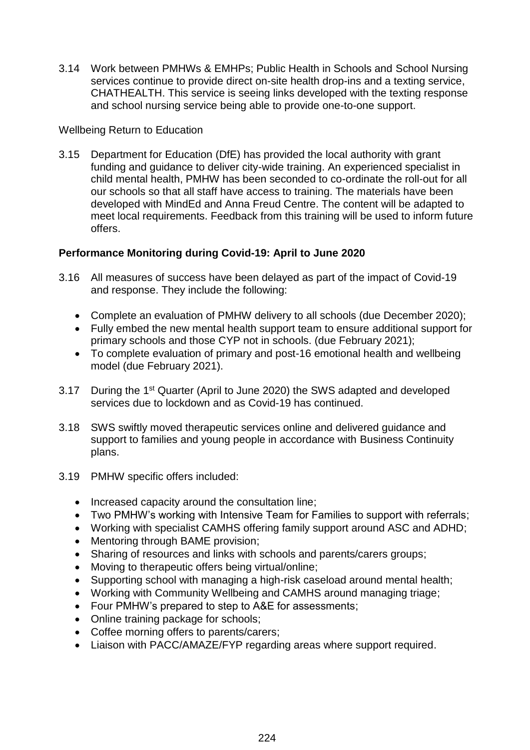3.14 Work between PMHWs & EMHPs; Public Health in Schools and School Nursing services continue to provide direct on-site health drop-ins and a texting service, CHATHEALTH. This service is seeing links developed with the texting response and school nursing service being able to provide one-to-one support.

Wellbeing Return to Education

3.15 Department for Education (DfE) has provided the local authority with grant funding and guidance to deliver city-wide training. An experienced specialist in child mental health, PMHW has been seconded to co-ordinate the roll-out for all our schools so that all staff have access to training. The materials have been developed with MindEd and Anna Freud Centre. The content will be adapted to meet local requirements. Feedback from this training will be used to inform future offers.

**Performance Monitoring during Covid-19: April to June 2020**

3.16 All measures of success have been delayed as part of the impact of Covid-19 and response. They include the following:

- Complete an evaluation of PMHW delivery to all schools (due December 2020);
- Fully embed the new mental health support team to ensure additional support for primary schools and those CYP not in schools. (due February 2021);
- To complete evaluation of primary and post-16 emotional health and wellbeing model (due February 2021).

3.17 During the 1st Quarter (April to June 2020) the SWS adapted and developed services due to lockdown and as Covid-19 has continued.

3.18 SWS swiftly moved therapeutic services online and delivered guidance and support to families and young people in accordance with Business Continuity plans.

3.19 PMHW specific offers included:

- Increased capacity around the consultation line;
- Two PMHW's working with Intensive Team for Families to support with referrals;
- Working with specialist CAMHS offering family support around ASC and ADHD;
- Mentoring through BAME provision;
- Sharing of resources and links with schools and parents/carers groups;
- Moving to therapeutic offers being virtual/online;
- Supporting school with managing a high-risk caseload around mental health;
- Working with Community Wellbeing and CAMHS around managing triage;
- Four PMHW's prepared to step to A&E for assessments;
- Online training package for schools;
- Coffee morning offers to parents/carers;
- Liaison with PACC/AMAZE/FYP regarding areas where support required.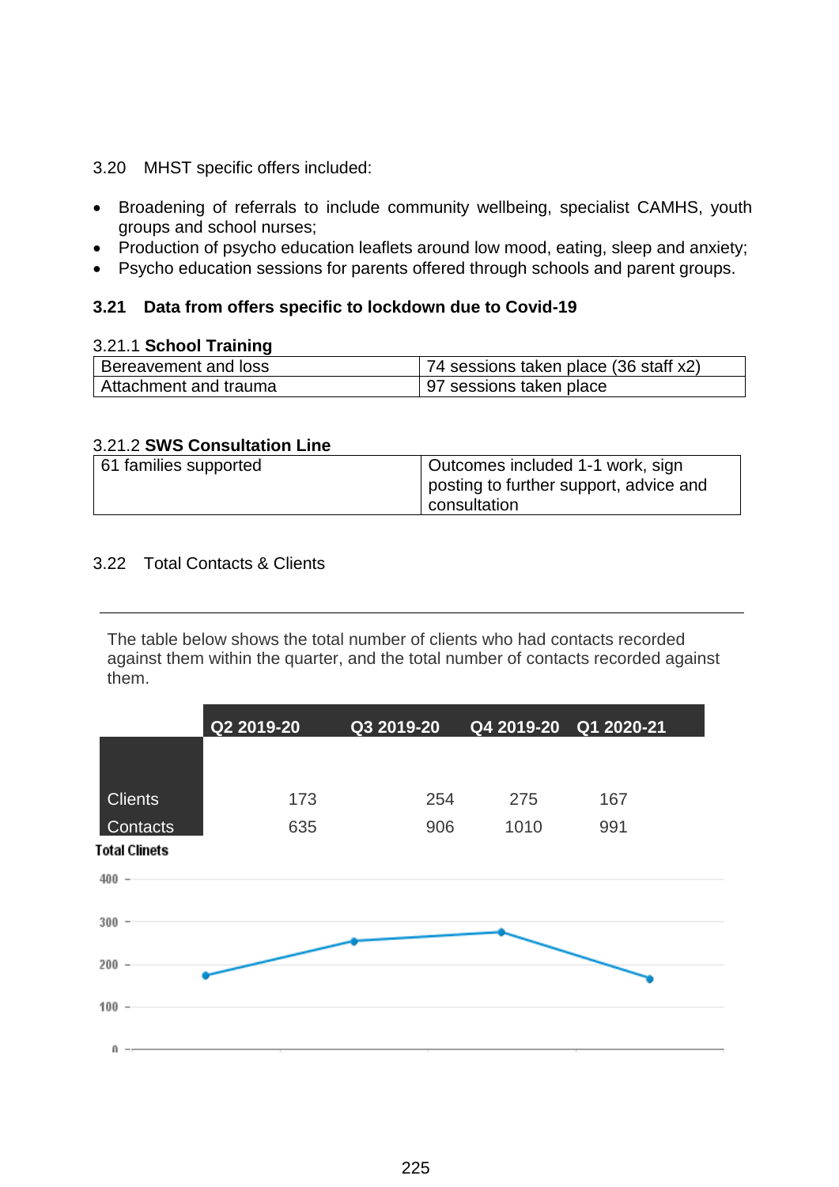3.20 MHST specific offers included:

- Broadening of referrals to include community wellbeing, specialist CAMHS, youth groups and school nurses;
- Production of psycho education leaflets around low mood, eating, sleep and anxiety;
- Psycho education sessions for parents offered through schools and parent groups.

### 3.21 Data from offers specific to lockdown due to Covid-19

3.21.1 **School Training**

| | |
|---|---|
| Bereavement and loss | 74 sessions taken place (36 staff x2) |
| Attachment and trauma | 97 sessions taken place |

3.21.2 **SWS Consultation Line**

| | |
|---|---|
| 61 families supported | Outcomes included 1-1 work, sign posting to further support, advice and consultation |

3.22 Total Contacts & Clients

The table below shows the total number of clients who had contacts recorded against them within the quarter, and the total number of contacts recorded against them.

| | Q2 2019-20 | Q3 2019-20 | Q4 2019-20 | Q1 2020-21 |
|---|---|---|---|---|
| Clients | 173 | 254 | 275 | 167 |
| Contacts | 635 | 906 | 1010 | 991 |

**Total Clinets**

| | Q2 2019-20 | Q3 2019-20 | Q4 2019-20 | Q1 2020-21 |
|---|---|---|---|---|
| Total Clients | 173 | 254 | 275 | 167 |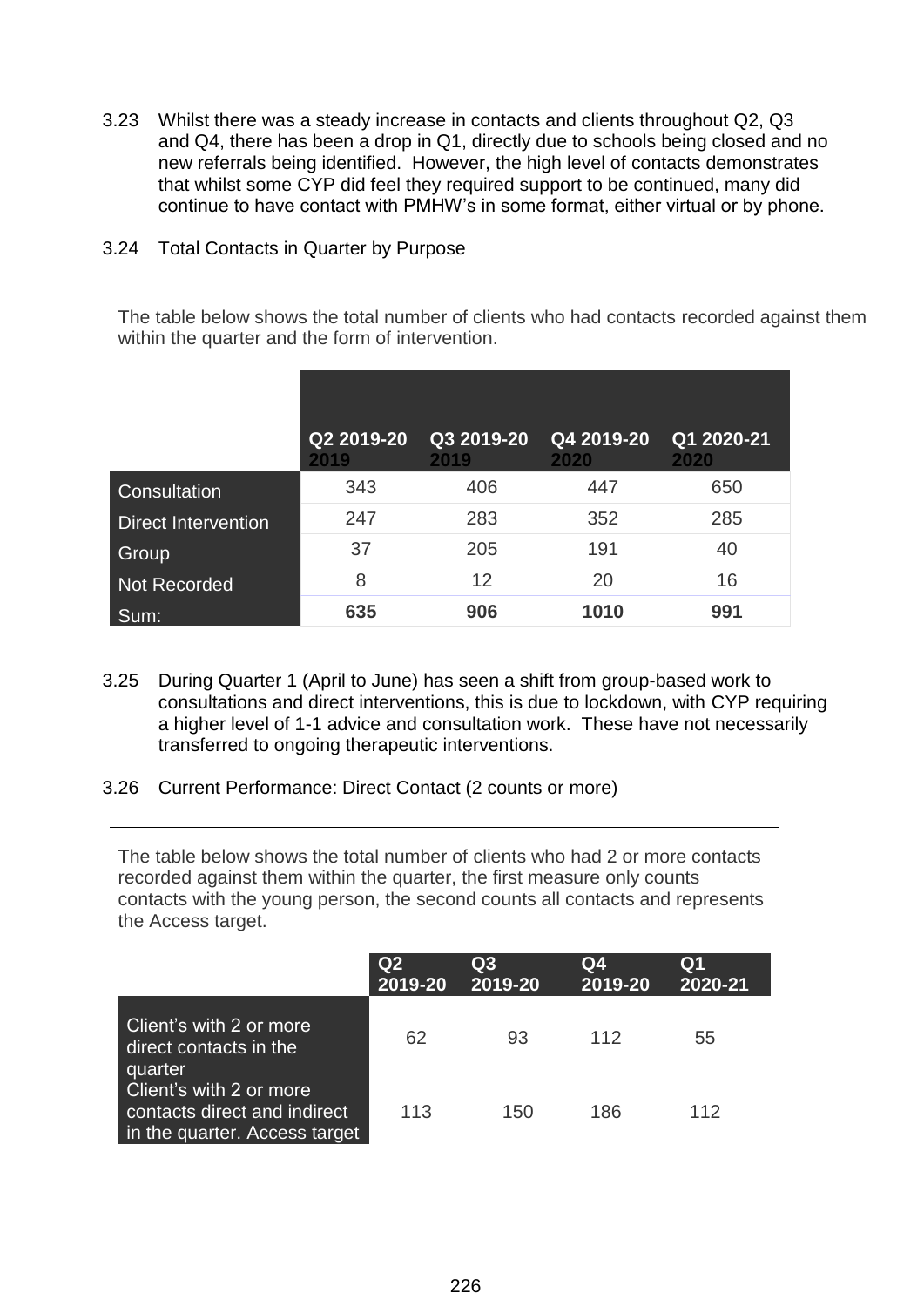3.23 Whilst there was a steady increase in contacts and clients throughout Q2, Q3 and Q4, there has been a drop in Q1, directly due to schools being closed and no new referrals being identified. However, the high level of contacts demonstrates that whilst some CYP did feel they required support to be continued, many did continue to have contact with PMHW's in some format, either virtual or by phone.

3.24 Total Contacts in Quarter by Purpose

The table below shows the total number of clients who had contacts recorded against them within the quarter and the form of intervention.

| | Q2 2019-20 2019 | Q3 2019-20 2019 | Q4 2019-20 2020 | Q1 2020-21 2020 |
|---|---|---|---|---|
| Consultation | 343 | 406 | 447 | 650 |
| Direct Intervention | 247 | 283 | 352 | 285 |
| Group | 37 | 205 | 191 | 40 |
| Not Recorded | 8 | 12 | 20 | 16 |
| Sum: | **635** | **906** | **1010** | **991** |

3.25 During Quarter 1 (April to June) has seen a shift from group-based work to consultations and direct interventions, this is due to lockdown, with CYP requiring a higher level of 1-1 advice and consultation work. These have not necessarily transferred to ongoing therapeutic interventions.

3.26 Current Performance: Direct Contact (2 counts or more)

The table below shows the total number of clients who had 2 or more contacts recorded against them within the quarter, the first measure only counts contacts with the young person, the second counts all contacts and represents the Access target.

| | Q2 2019-20 | Q3 2019-20 | Q4 2019-20 | Q1 2020-21 |
|---|---|---|---|---|
| Client's with 2 or more direct contacts in the quarter | 62 | 93 | 112 | 55 |
| Client's with 2 or more contacts direct and indirect in the quarter. Access target | 113 | 150 | 186 | 112 |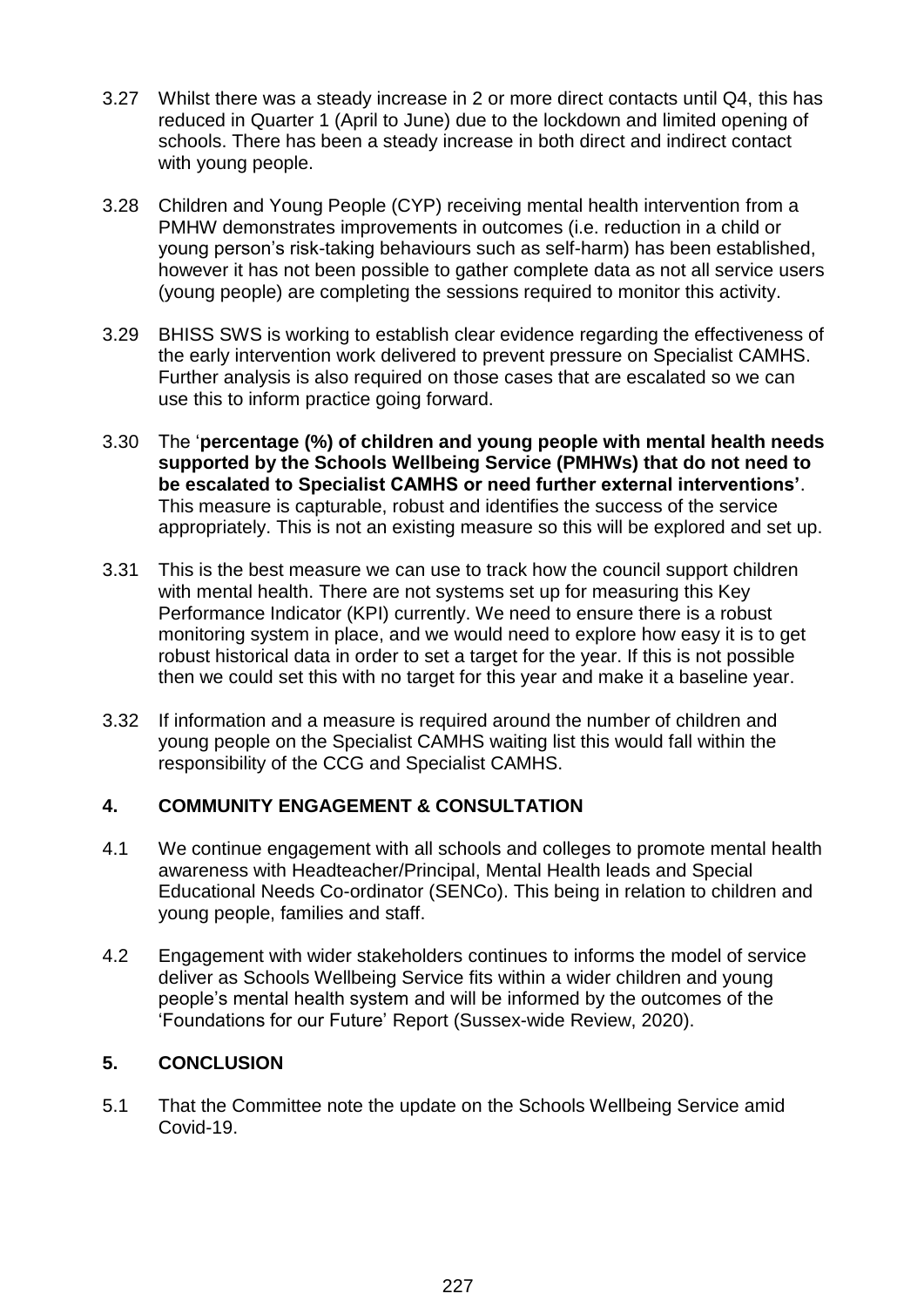3.27 Whilst there was a steady increase in 2 or more direct contacts until Q4, this has reduced in Quarter 1 (April to June) due to the lockdown and limited opening of schools. There has been a steady increase in both direct and indirect contact with young people.

3.28 Children and Young People (CYP) receiving mental health intervention from a PMHW demonstrates improvements in outcomes (i.e. reduction in a child or young person's risk-taking behaviours such as self-harm) has been established, however it has not been possible to gather complete data as not all service users (young people) are completing the sessions required to monitor this activity.

3.29 BHISS SWS is working to establish clear evidence regarding the effectiveness of the early intervention work delivered to prevent pressure on Specialist CAMHS. Further analysis is also required on those cases that are escalated so we can use this to inform practice going forward.

3.30 The '**percentage (%) of children and young people with mental health needs supported by the Schools Wellbeing Service (PMHWs) that do not need to be escalated to Specialist CAMHS or need further external interventions'**. This measure is capturable, robust and identifies the success of the service appropriately. This is not an existing measure so this will be explored and set up.

3.31 This is the best measure we can use to track how the council support children with mental health. There are not systems set up for measuring this Key Performance Indicator (KPI) currently. We need to ensure there is a robust monitoring system in place, and we would need to explore how easy it is to get robust historical data in order to set a target for the year. If this is not possible then we could set this with no target for this year and make it a baseline year.

3.32 If information and a measure is required around the number of children and young people on the Specialist CAMHS waiting list this would fall within the responsibility of the CCG and Specialist CAMHS.

## 4. COMMUNITY ENGAGEMENT & CONSULTATION

4.1 We continue engagement with all schools and colleges to promote mental health awareness with Headteacher/Principal, Mental Health leads and Special Educational Needs Co-ordinator (SENCo). This being in relation to children and young people, families and staff.

4.2 Engagement with wider stakeholders continues to informs the model of service deliver as Schools Wellbeing Service fits within a wider children and young people's mental health system and will be informed by the outcomes of the 'Foundations for our Future' Report (Sussex-wide Review, 2020).

## 5. CONCLUSION

5.1 That the Committee note the update on the Schools Wellbeing Service amid Covid-19.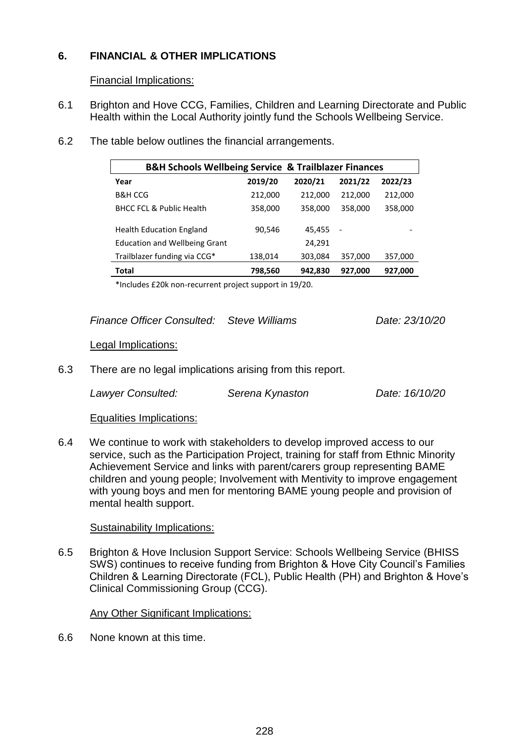## 6. FINANCIAL & OTHER IMPLICATIONS

Financial Implications:

6.1 Brighton and Hove CCG, Families, Children and Learning Directorate and Public Health within the Local Authority jointly fund the Schools Wellbeing Service.

6.2 The table below outlines the financial arrangements.

| B&H Schools Wellbeing Service & Trailblazer Finances | | | | |
|---|---|---|---|---|
| **Year** | **2019/20** | **2020/21** | **2021/22** | **2022/23** |
| B&H CCG | 212,000 | 212,000 | 212,000 | 212,000 |
| BHCC FCL & Public Health | 358,000 | 358,000 | 358,000 | 358,000 |
| Health Education England | 90,546 | 45,455 | - | - |
| Education and Wellbeing Grant | | 24,291 | | |
| Trailblazer funding via CCG* | 138,014 | 303,084 | 357,000 | 357,000 |
| **Total** | **798,560** | **942,830** | **927,000** | **927,000** |

*Includes £20k non-recurrent project support in 19/20.

*Finance Officer Consulted: Steve Williams Date: 23/10/20*

Legal Implications:

6.3 There are no legal implications arising from this report.

*Lawyer Consulted: Serena Kynaston Date: 16/10/20*

Equalities Implications:

6.4 We continue to work with stakeholders to develop improved access to our service, such as the Participation Project, training for staff from Ethnic Minority Achievement Service and links with parent/carers group representing BAME children and young people; Involvement with Mentivity to improve engagement with young boys and men for mentoring BAME young people and provision of mental health support.

Sustainability Implications:

6.5 Brighton & Hove Inclusion Support Service: Schools Wellbeing Service (BHISS SWS) continues to receive funding from Brighton & Hove City Council's Families Children & Learning Directorate (FCL), Public Health (PH) and Brighton & Hove's Clinical Commissioning Group (CCG).

Any Other Significant Implications:

6.6 None known at this time.